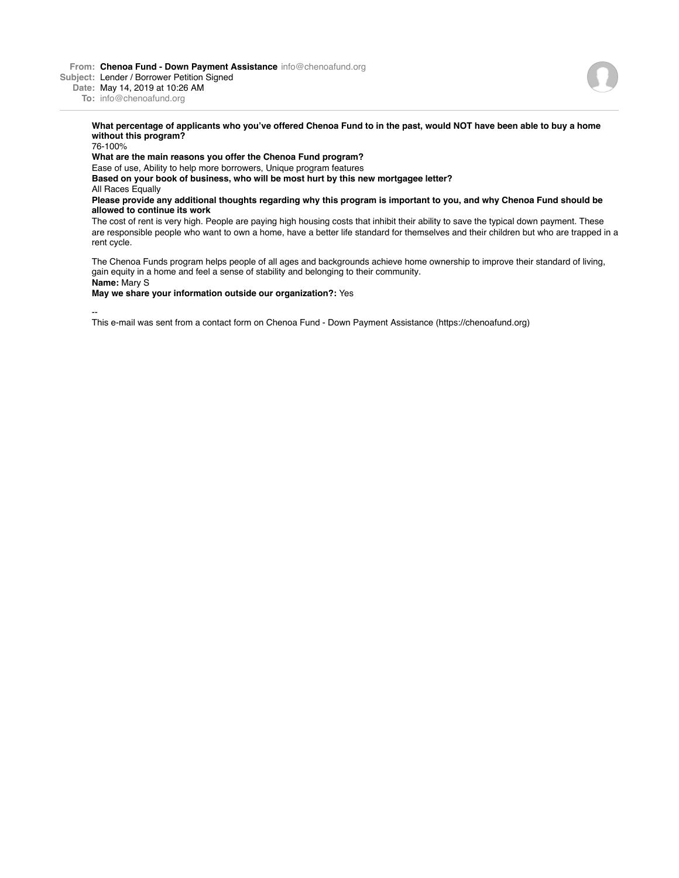**From:** **Chenoa Fund - Down Payment Assistance** info@chenoafund.org
**Subject:** Lender / Borrower Petition Signed
**Date:** May 14, 2019 at 10:26 AM
**To:** info@chenoafund.org

**What percentage of applicants who you've offered Chenoa Fund to in the past, would NOT have been able to buy a home without this program?**
76-100%

**What are the main reasons you offer the Chenoa Fund program?**
Ease of use, Ability to help more borrowers, Unique program features

**Based on your book of business, who will be most hurt by this new mortgagee letter?**
All Races Equally

**Please provide any additional thoughts regarding why this program is important to you, and why Chenoa Fund should be allowed to continue its work**
The cost of rent is very high. People are paying high housing costs that inhibit their ability to save the typical down payment. These are responsible people who want to own a home, have a better life standard for themselves and their children but who are trapped in a rent cycle.

The Chenoa Funds program helps people of all ages and backgrounds achieve home ownership to improve their standard of living, gain equity in a home and feel a sense of stability and belonging to their community.

**Name:** Mary S

**May we share your information outside our organization?:** Yes

--
This e-mail was sent from a contact form on Chenoa Fund - Down Payment Assistance (https://chenoafund.org)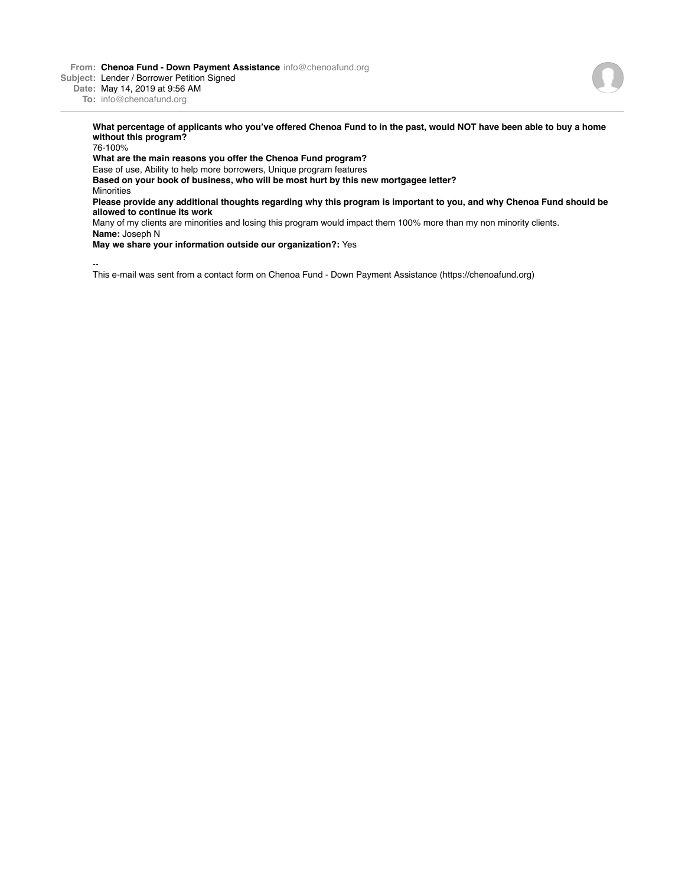**From:** **Chenoa Fund - Down Payment Assistance** info@chenoafund.org
**Subject:** Lender / Borrower Petition Signed
**Date:** May 14, 2019 at 9:56 AM
**To:** info@chenoafund.org

---

**What percentage of applicants who you've offered Chenoa Fund to in the past, would NOT have been able to buy a home without this program?**
76-100%
**What are the main reasons you offer the Chenoa Fund program?**
Ease of use, Ability to help more borrowers, Unique program features
**Based on your book of business, who will be most hurt by this new mortgagee letter?**
Minorities
**Please provide any additional thoughts regarding why this program is important to you, and why Chenoa Fund should be allowed to continue its work**
Many of my clients are minorities and losing this program would impact them 100% more than my non minority clients.
**Name:** Joseph N
**May we share your information outside our organization?:** Yes

--
This e-mail was sent from a contact form on Chenoa Fund - Down Payment Assistance (https://chenoafund.org)